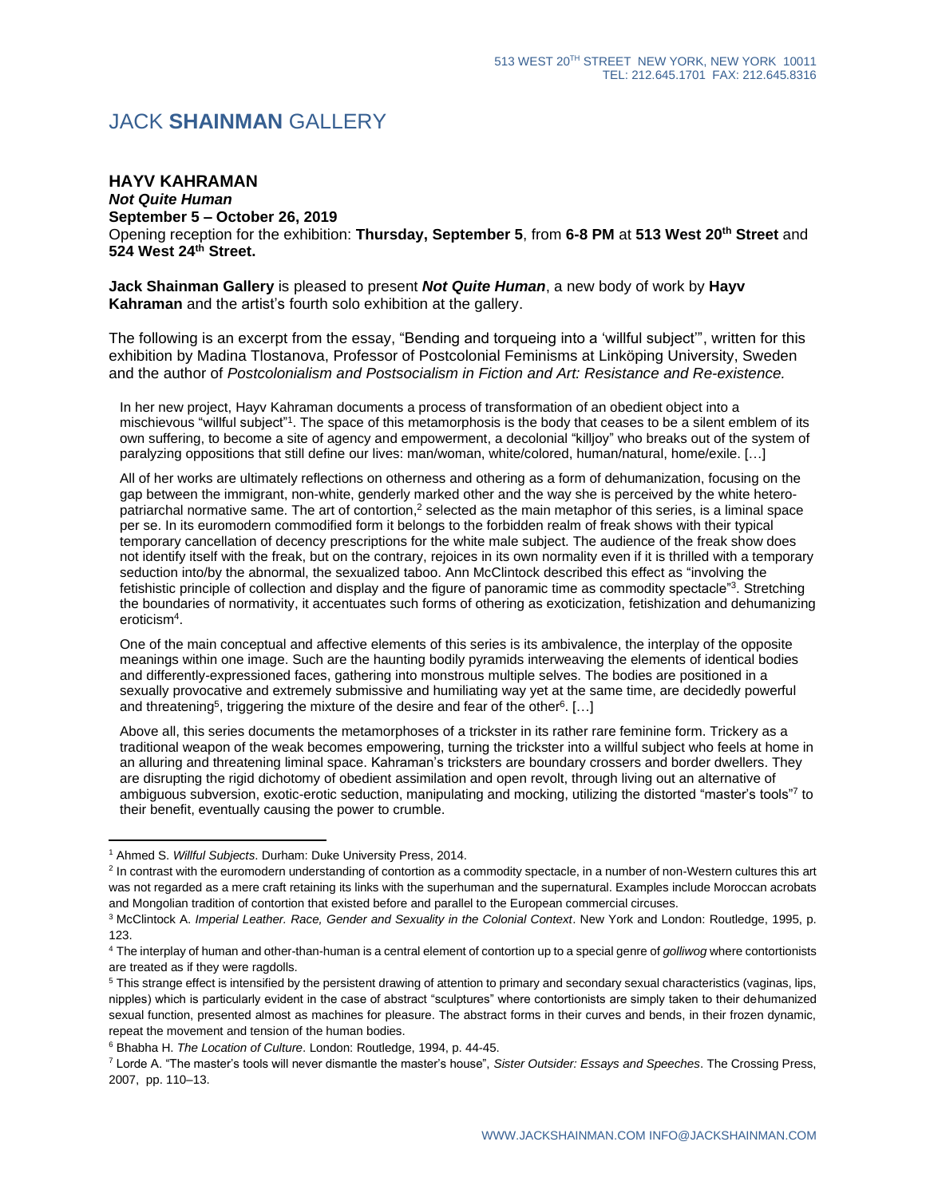513 WEST 20TH STREET NEW YORK, NEW YORK 10011
TEL: 212.645.1701 FAX: 212.645.8316

# JACK **SHAINMAN** GALLERY

**HAYV KAHRAMAN**
***Not Quite Human***
**September 5 – October 26, 2019**
Opening reception for the exhibition: **Thursday, September 5**, from **6-8 PM** at **513 West 20th Street** and **524 West 24th Street.**

**Jack Shainman Gallery** is pleased to present ***Not Quite Human***, a new body of work by **Hayv Kahraman** and the artist's fourth solo exhibition at the gallery.

The following is an excerpt from the essay, "Bending and torqueing into a 'willful subject'", written for this exhibition by Madina Tlostanova, Professor of Postcolonial Feminisms at Linköping University, Sweden and the author of *Postcolonialism and Postsocialism in Fiction and Art: Resistance and Re-existence.*

> In her new project, Hayv Kahraman documents a process of transformation of an obedient object into a mischievous "willful subject"[1]. The space of this metamorphosis is the body that ceases to be a silent emblem of its own suffering, to become a site of agency and empowerment, a decolonial "killjoy" who breaks out of the system of paralyzing oppositions that still define our lives: man/woman, white/colored, human/natural, home/exile. […]
>
> All of her works are ultimately reflections on otherness and othering as a form of dehumanization, focusing on the gap between the immigrant, non-white, genderly marked other and the way she is perceived by the white hetero-patriarchal normative same. The art of contortion,[2] selected as the main metaphor of this series, is a liminal space per se. In its euromodern commodified form it belongs to the forbidden realm of freak shows with their typical temporary cancellation of decency prescriptions for the white male subject. The audience of the freak show does not identify itself with the freak, but on the contrary, rejoices in its own normality even if it is thrilled with a temporary seduction into/by the abnormal, the sexualized taboo. Ann McClintock described this effect as "involving the fetishistic principle of collection and display and the figure of panoramic time as commodity spectacle"[3]. Stretching the boundaries of normativity, it accentuates such forms of othering as exoticization, fetishization and dehumanizing eroticism[4].
>
> One of the main conceptual and affective elements of this series is its ambivalence, the interplay of the opposite meanings within one image. Such are the haunting bodily pyramids interweaving the elements of identical bodies and differently-expressioned faces, gathering into monstrous multiple selves. The bodies are positioned in a sexually provocative and extremely submissive and humiliating way yet at the same time, are decidedly powerful and threatening[5], triggering the mixture of the desire and fear of the other[6]. […]
>
> Above all, this series documents the metamorphoses of a trickster in its rather rare feminine form. Trickery as a traditional weapon of the weak becomes empowering, turning the trickster into a willful subject who feels at home in an alluring and threatening liminal space. Kahraman's tricksters are boundary crossers and border dwellers. They are disrupting the rigid dichotomy of obedient assimilation and open revolt, through living out an alternative of ambiguous subversion, exotic-erotic seduction, manipulating and mocking, utilizing the distorted "master's tools"[7] to their benefit, eventually causing the power to crumble.

---

[1] Ahmed S. *Willful Subjects*. Durham: Duke University Press, 2014.

[2] In contrast with the euromodern understanding of contortion as a commodity spectacle, in a number of non-Western cultures this art was not regarded as a mere craft retaining its links with the superhuman and the supernatural. Examples include Moroccan acrobats and Mongolian tradition of contortion that existed before and parallel to the European commercial circuses.

[3] McClintock A. *Imperial Leather. Race, Gender and Sexuality in the Colonial Context*. New York and London: Routledge, 1995, p. 123.

[4] The interplay of human and other-than-human is a central element of contortion up to a special genre of *golliwog* where contortionists are treated as if they were ragdolls.

[5] This strange effect is intensified by the persistent drawing of attention to primary and secondary sexual characteristics (vaginas, lips, nipples) which is particularly evident in the case of abstract "sculptures" where contortionists are simply taken to their dehumanized sexual function, presented almost as machines for pleasure. The abstract forms in their curves and bends, in their frozen dynamic, repeat the movement and tension of the human bodies.

[6] Bhabha H. *The Location of Culture*. London: Routledge, 1994, p. 44-45.

[7] Lorde A. "The master's tools will never dismantle the master's house", *Sister Outsider: Essays and Speeches*. The Crossing Press, 2007, pp. 110–13.

WWW.JACKSHAINMAN.COM INFO@JACKSHAINMAN.COM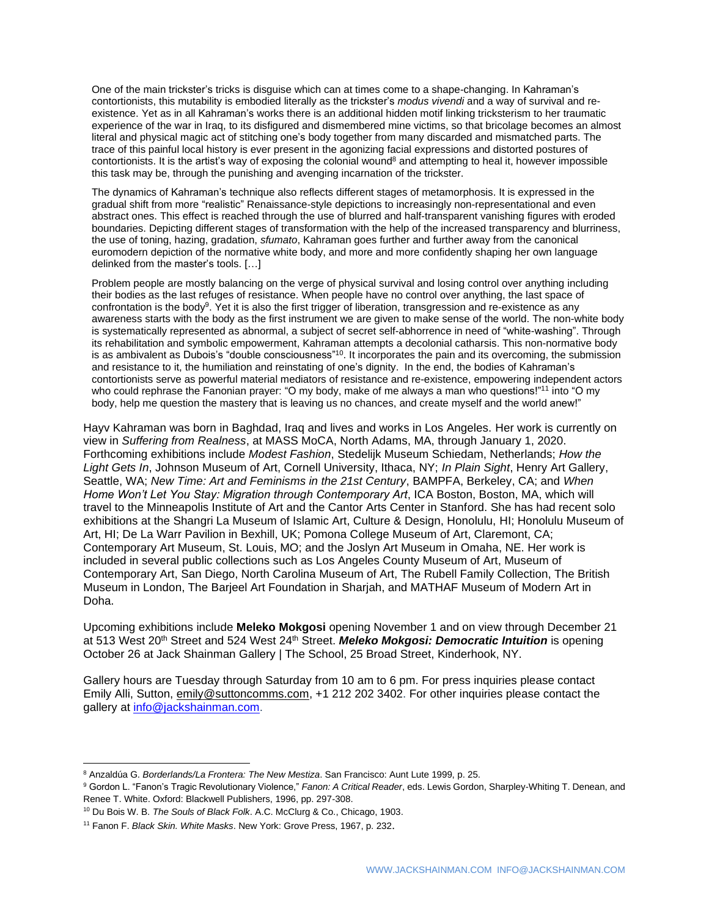One of the main trickster's tricks is disguise which can at times come to a shape-changing. In Kahraman's contortionists, this mutability is embodied literally as the trickster's *modus vivendi* and a way of survival and re-existence. Yet as in all Kahraman's works there is an additional hidden motif linking tricksterism to her traumatic experience of the war in Iraq, to its disfigured and dismembered mine victims, so that bricolage becomes an almost literal and physical magic act of stitching one's body together from many discarded and mismatched parts. The trace of this painful local history is ever present in the agonizing facial expressions and distorted postures of contortionists. It is the artist's way of exposing the colonial wound[8] and attempting to heal it, however impossible this task may be, through the punishing and avenging incarnation of the trickster.

The dynamics of Kahraman's technique also reflects different stages of metamorphosis. It is expressed in the gradual shift from more "realistic" Renaissance-style depictions to increasingly non-representational and even abstract ones. This effect is reached through the use of blurred and half-transparent vanishing figures with eroded boundaries. Depicting different stages of transformation with the help of the increased transparency and blurriness, the use of toning, hazing, gradation, *sfumato*, Kahraman goes further and further away from the canonical euromodern depiction of the normative white body, and more and more confidently shaping her own language delinked from the master's tools. […]

Problem people are mostly balancing on the verge of physical survival and losing control over anything including their bodies as the last refuges of resistance. When people have no control over anything, the last space of confrontation is the body[9]. Yet it is also the first trigger of liberation, transgression and re-existence as any awareness starts with the body as the first instrument we are given to make sense of the world. The non-white body is systematically represented as abnormal, a subject of secret self-abhorrence in need of "white-washing". Through its rehabilitation and symbolic empowerment, Kahraman attempts a decolonial catharsis. This non-normative body is as ambivalent as Dubois's "double consciousness"[10]. It incorporates the pain and its overcoming, the submission and resistance to it, the humiliation and reinstating of one's dignity. In the end, the bodies of Kahraman's contortionists serve as powerful material mediators of resistance and re-existence, empowering independent actors who could rephrase the Fanonian prayer: "O my body, make of me always a man who questions!"[11] into "O my body, help me question the mastery that is leaving us no chances, and create myself and the world anew!"

Hayv Kahraman was born in Baghdad, Iraq and lives and works in Los Angeles. Her work is currently on view in *Suffering from Realness*, at MASS MoCA, North Adams, MA, through January 1, 2020. Forthcoming exhibitions include *Modest Fashion*, Stedelijk Museum Schiedam, Netherlands; *How the Light Gets In*, Johnson Museum of Art, Cornell University, Ithaca, NY; *In Plain Sight*, Henry Art Gallery, Seattle, WA; *New Time: Art and Feminisms in the 21st Century*, BAMPFA, Berkeley, CA; and *When Home Won't Let You Stay: Migration through Contemporary Art*, ICA Boston, Boston, MA, which will travel to the Minneapolis Institute of Art and the Cantor Arts Center in Stanford. She has had recent solo exhibitions at the Shangri La Museum of Islamic Art, Culture & Design, Honolulu, HI; Honolulu Museum of Art, HI; De La Warr Pavilion in Bexhill, UK; Pomona College Museum of Art, Claremont, CA; Contemporary Art Museum, St. Louis, MO; and the Joslyn Art Museum in Omaha, NE. Her work is included in several public collections such as Los Angeles County Museum of Art, Museum of Contemporary Art, San Diego, North Carolina Museum of Art, The Rubell Family Collection, The British Museum in London, The Barjeel Art Foundation in Sharjah, and MATHAF Museum of Modern Art in Doha.

Upcoming exhibitions include **Meleko Mokgosi** opening November 1 and on view through December 21 at 513 West 20th Street and 524 West 24th Street. ***Meleko Mokgosi: Democratic Intuition*** is opening October 26 at Jack Shainman Gallery | The School, 25 Broad Street, Kinderhook, NY.

Gallery hours are Tuesday through Saturday from 10 am to 6 pm. For press inquiries please contact Emily Alli, Sutton, emily@suttoncomms.com, +1 212 202 3402. For other inquiries please contact the gallery at info@jackshainman.com.

---

[8] Anzaldúa G. *Borderlands/La Frontera: The New Mestiza*. San Francisco: Aunt Lute 1999, p. 25.

[9] Gordon L. "Fanon's Tragic Revolutionary Violence," *Fanon: A Critical Reader*, eds. Lewis Gordon, Sharpley-Whiting T. Denean, and Renee T. White. Oxford: Blackwell Publishers, 1996, pp. 297-308.

[10] Du Bois W. B. *The Souls of Black Folk*. A.C. McClurg & Co., Chicago, 1903.

[11] Fanon F. *Black Skin. White Masks*. New York: Grove Press, 1967, p. 232.